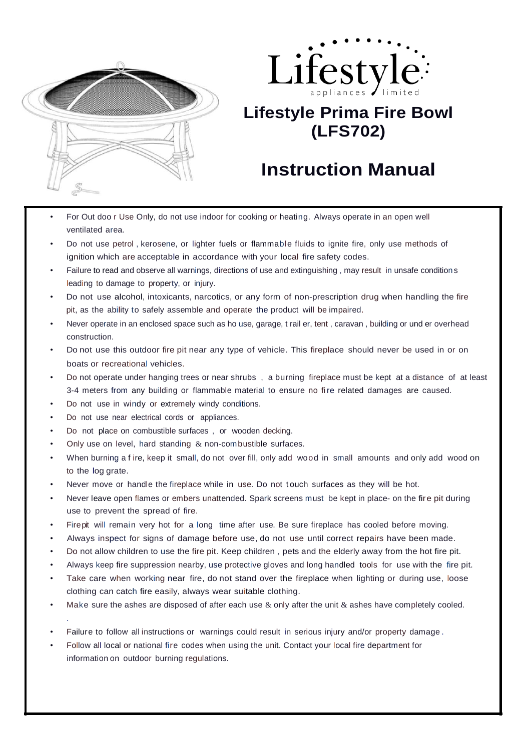Lifestyle appliances limited

# Lifestyle Prima Fire Bowl (LFS702)

## Instruction Manual

- For Out doo r Use Only, do not use indoor for cooking or heating. Always operate in an open well ventilated area.
- Do not use petrol , kerosene, or lighter fuels or flammable fluids to ignite fire, only use methods of ignition which are acceptable in accordance with your local fire safety codes.
- Failure to read and observe all warnings, directions of use and extinguishing , may result in unsafe condition s leading to damage to property, or injury.
- Do not use alcohol, intoxicants, narcotics, or any form of non-prescription drug when handling the fire pit, as the ability to safely assemble and operate the product will be impaired.
- Never operate in an enclosed space such as ho use, garage, t rail er, tent , caravan , building or und er overhead construction.
- Do not use this outdoor fire pit near any type of vehicle. This fireplace should never be used in or on boats or recreational vehicles.
- Do not operate under hanging trees or near shrubs , a burning fireplace must be kept at a distance of at least 3-4 meters from any building or flammable material to ensure no fi re related damages are caused.
- Do not use in windy or extremely windy conditions.
- Do not use near electrical cords or appliances.
- Do not place on combustible surfaces , or wooden decking.
- Only use on level, hard standing & non-com bustible surfaces.
- When burning a f ire, keep it small, do not over fill, only add wood in small amounts and only add wood on to the log grate.
- Never move or handle the fireplace while in use. Do not t ouch surfaces as they will be hot.
- Never leave open flames or embers unattended. Spark screens must be kept in place- on the fir e pit during use to prevent the spread of fire.
- Firepit will remain very hot for a long time after use. Be sure fireplace has cooled before moving.
- Always inspect for signs of damage before use, do not use until correct repairs have been made.
- Do not allow children to use the fire pit. Keep children , pets and the elderly away from the hot fire pit.
- Always keep fire suppression nearby, use protective gloves and long handled tools for use with the fire pit.
- Take care when working near fire, do not stand over the fireplace when lighting or during use, loose clothing can catch fire easily, always wear suitable clothing.
- Make sure the ashes are disposed of after each use & only after the unit & ashes have completely cooled.
- Failure to follow all instructions or warnings could result in serious injury and/or property damage .
- Follow all local or national fire codes when using the unit. Contact your local fire department for information on outdoor burning regulations.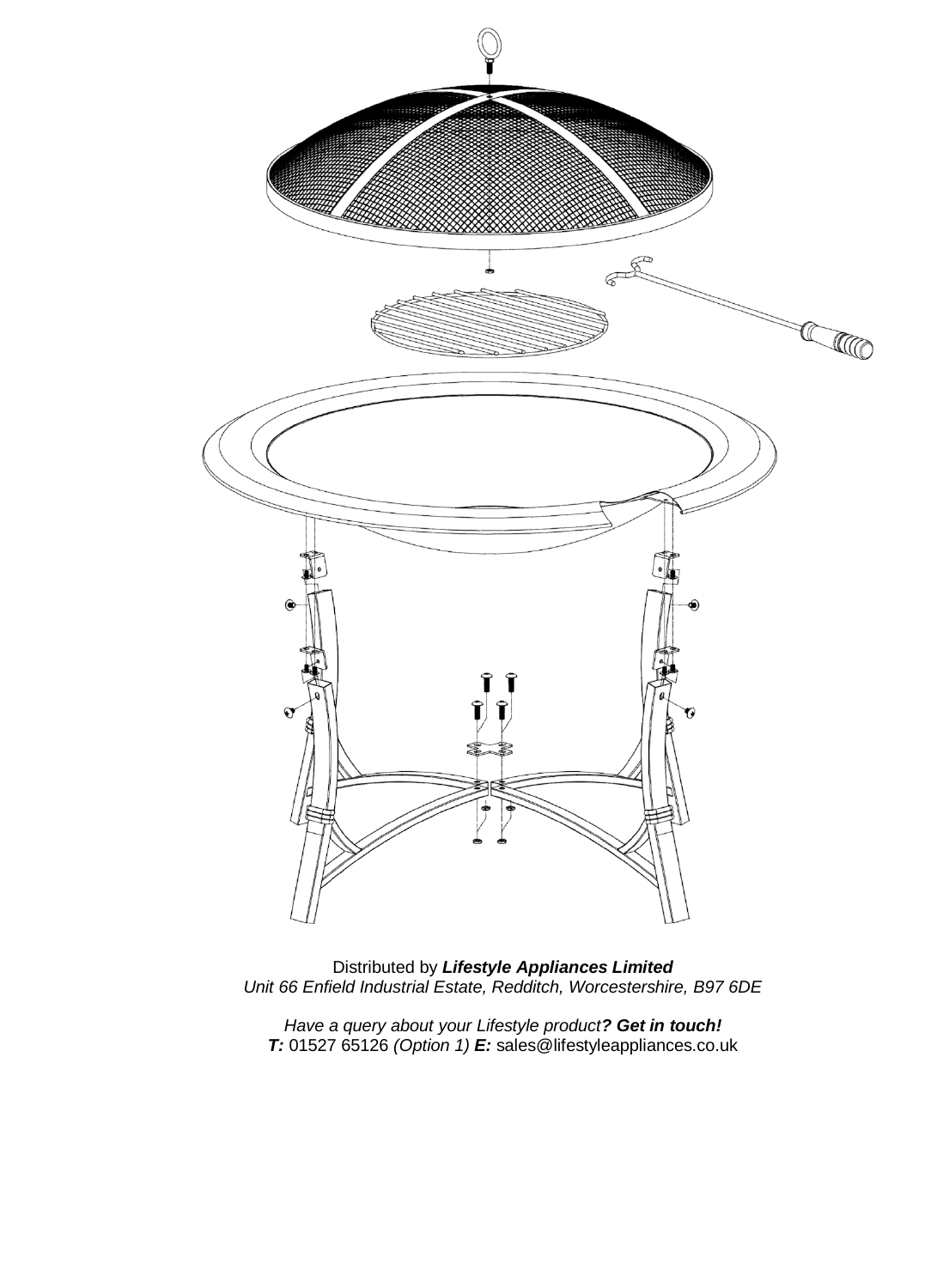Distributed by ***Lifestyle Appliances Limited***
*Unit 66 Enfield Industrial Estate, Redditch, Worcestershire, B97 6DE*

*Have a query about your Lifestyle product**? Get in touch!***
***T:*** 01527 65126 *(Option 1)* ***E:*** sales@lifestyleappliances.co.uk